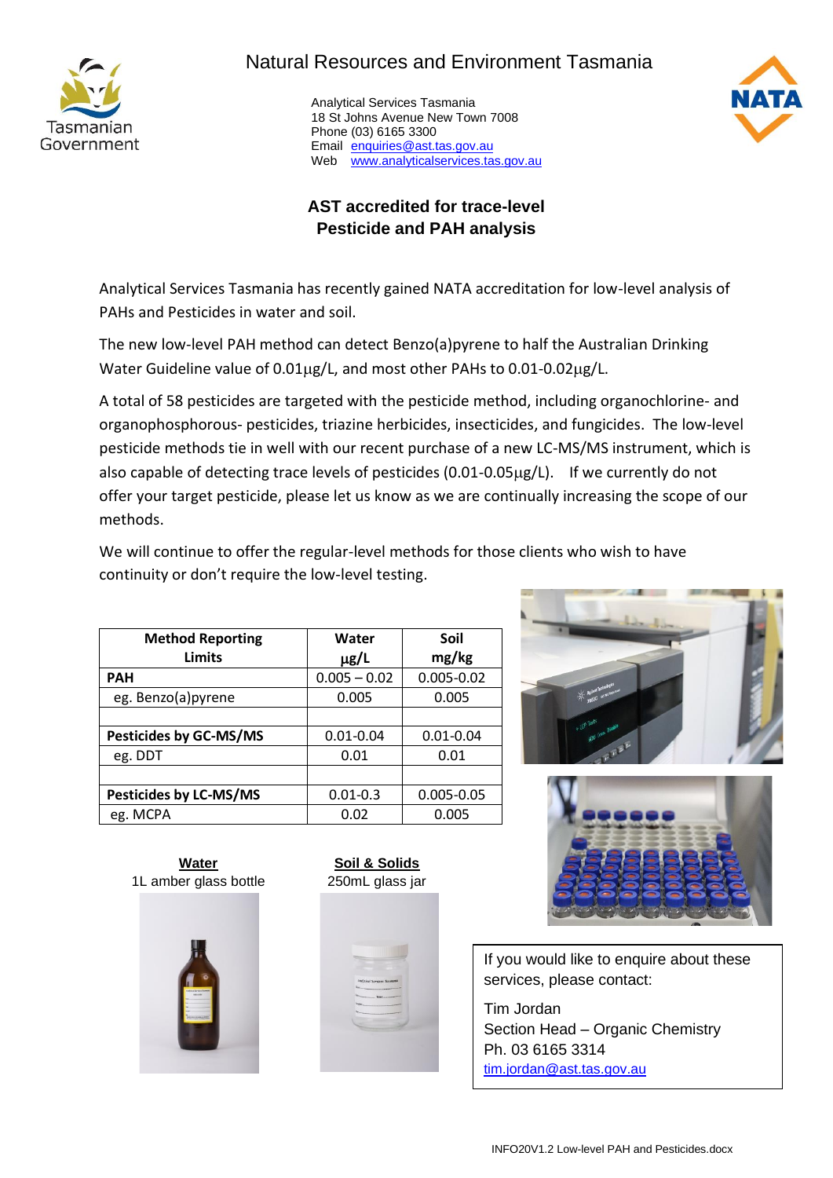Tasmanian Government

Natural Resources and Environment Tasmania

Analytical Services Tasmania
18 St Johns Avenue New Town 7008
Phone (03) 6165 3300
Email [enquiries@ast.tas.gov.au](mailto:enquiries@ast.tas.gov.au)
Web [www.analyticalservices.tas.gov.au](http://www.analyticalservices.tas.gov.au)

NATA

## AST accredited for trace-level Pesticide and PAH analysis

Analytical Services Tasmania has recently gained NATA accreditation for low-level analysis of PAHs and Pesticides in water and soil.

The new low-level PAH method can detect Benzo(a)pyrene to half the Australian Drinking Water Guideline value of 0.01μg/L, and most other PAHs to 0.01-0.02μg/L.

A total of 58 pesticides are targeted with the pesticide method, including organochlorine- and organophosphorous- pesticides, triazine herbicides, insecticides, and fungicides. The low-level pesticide methods tie in well with our recent purchase of a new LC-MS/MS instrument, which is also capable of detecting trace levels of pesticides (0.01-0.05μg/L). If we currently do not offer your target pesticide, please let us know as we are continually increasing the scope of our methods.

We will continue to offer the regular-level methods for those clients who wish to have continuity or don't require the low-level testing.

| Method Reporting Limits | Water μg/L | Soil mg/kg |
|---|---|---|
| **PAH** | 0.005 – 0.02 | 0.005-0.02 |
| eg. Benzo(a)pyrene | 0.005 | 0.005 |
| | | |
| **Pesticides by GC-MS/MS** | 0.01-0.04 | 0.01-0.04 |
| eg. DDT | 0.01 | 0.01 |
| | | |
| **Pesticides by LC-MS/MS** | 0.01-0.3 | 0.005-0.05 |
| eg. MCPA | 0.02 | 0.005 |

**Water**
1L amber glass bottle

**Soil & Solids**
250mL glass jar

If you would like to enquire about these services, please contact:

Tim Jordan
Section Head – Organic Chemistry
Ph. 03 6165 3314
[tim.jordan@ast.tas.gov.au](mailto:tim.jordan@ast.tas.gov.au)

INFO20V1.2 Low-level PAH and Pesticides.docx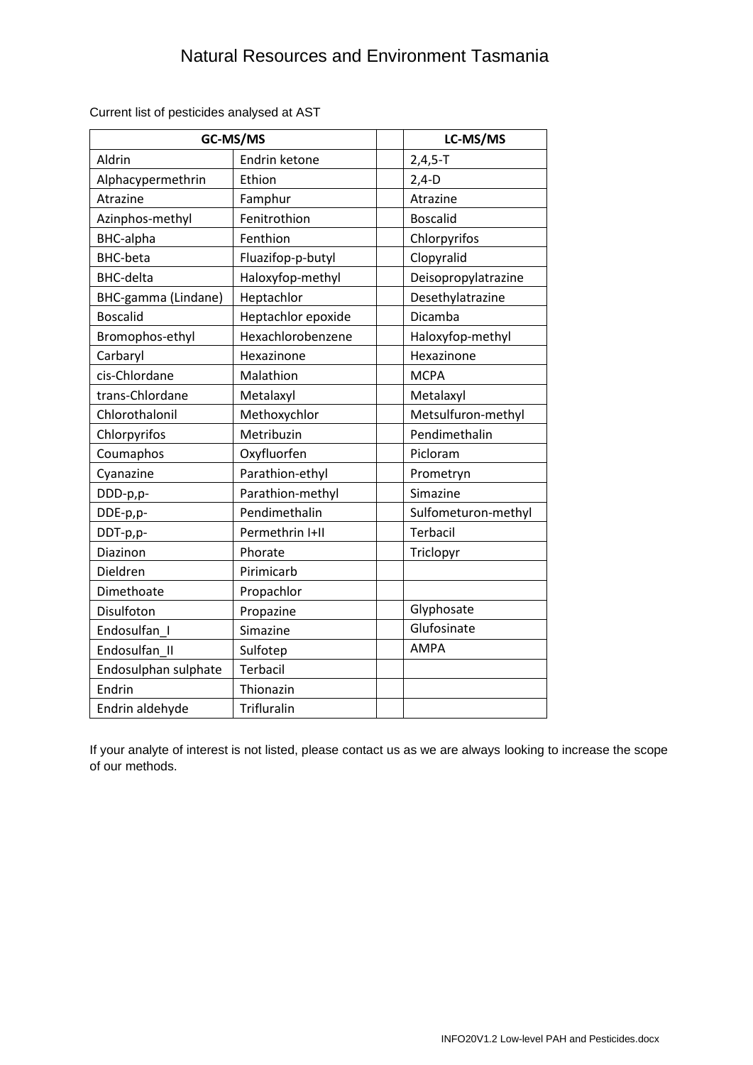# Natural Resources and Environment Tasmania

Current list of pesticides analysed at AST

| GC-MS/MS | | | LC-MS/MS |
|---|---|---|---|
| Aldrin | Endrin ketone | | 2,4,5-T |
| Alphacypermethrin | Ethion | | 2,4-D |
| Atrazine | Famphur | | Atrazine |
| Azinphos-methyl | Fenitrothion | | Boscalid |
| BHC-alpha | Fenthion | | Chlorpyrifos |
| BHC-beta | Fluazifop-p-butyl | | Clopyralid |
| BHC-delta | Haloxyfop-methyl | | Deisopropylatrazine |
| BHC-gamma (Lindane) | Heptachlor | | Desethylatrazine |
| Boscalid | Heptachlor epoxide | | Dicamba |
| Bromophos-ethyl | Hexachlorobenzene | | Haloxyfop-methyl |
| Carbaryl | Hexazinone | | Hexazinone |
| cis-Chlordane | Malathion | | MCPA |
| trans-Chlordane | Metalaxyl | | Metalaxyl |
| Chlorothalonil | Methoxychlor | | Metsulfuron-methyl |
| Chlorpyrifos | Metribuzin | | Pendimethalin |
| Coumaphos | Oxyfluorfen | | Picloram |
| Cyanazine | Parathion-ethyl | | Prometryn |
| DDD-p,p- | Parathion-methyl | | Simazine |
| DDE-p,p- | Pendimethalin | | Sulfometuron-methyl |
| DDT-p,p- | Permethrin I+II | | Terbacil |
| Diazinon | Phorate | | Triclopyr |
| Dieldren | Pirimicarb | | |
| Dimethoate | Propachlor | | |
| Disulfoton | Propazine | | Glyphosate |
| Endosulfan_I | Simazine | | Glufosinate |
| Endosulfan_II | Sulfotep | | AMPA |
| Endosulphan sulphate | Terbacil | | |
| Endrin | Thionazin | | |
| Endrin aldehyde | Trifluralin | | |

If your analyte of interest is not listed, please contact us as we are always looking to increase the scope of our methods.